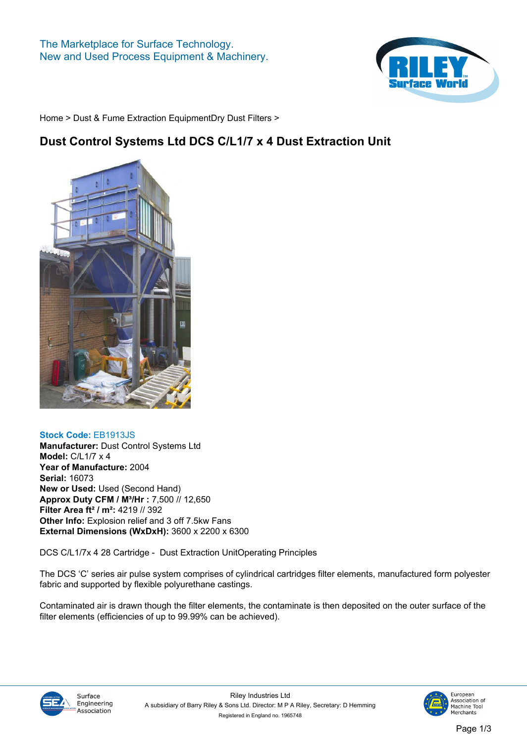The Marketplace for Surface Technology.
New and Used Process Equipment & Machinery.

Home > Dust & Fume Extraction EquipmentDry Dust Filters >

# Dust Control Systems Ltd DCS C/L1/7 x 4 Dust Extraction Unit

**Stock Code:** EB1913JS
**Manufacturer:** Dust Control Systems Ltd
**Model:** C/L1/7 x 4
**Year of Manufacture:** 2004
**Serial:** 16073
**New or Used:** Used (Second Hand)
**Approx Duty CFM / M³/Hr :** 7,500 // 12,650
**Filter Area ft² / m²:** 4219 // 392
**Other Info:** Explosion relief and 3 off 7.5kw Fans
**External Dimensions (WxDxH):** 3600 x 2200 x 6300

DCS C/L1/7x 4 28 Cartridge - Dust Extraction UnitOperating Principles

The DCS 'C' series air pulse system comprises of cylindrical cartridges filter elements, manufactured form polyester fabric and supported by flexible polyurethane castings.

Contaminated air is drawn though the filter elements, the contaminate is then deposited on the outer surface of the filter elements (efficiencies of up to 99.99% can be achieved).

Riley Industries Ltd
A subsidiary of Barry Riley & Sons Ltd. Director: M P A Riley, Secretary: D Hemming
Registered in England no. 1965748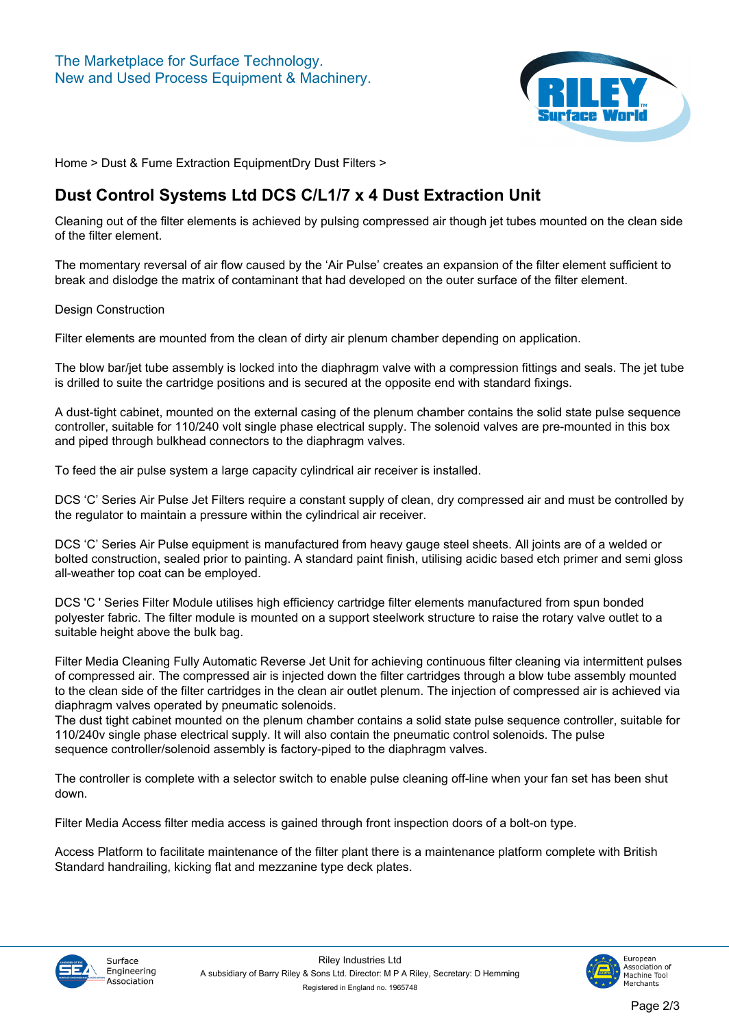The Marketplace for Surface Technology.
New and Used Process Equipment & Machinery.

Home > Dust & Fume Extraction EquipmentDry Dust Filters >

# Dust Control Systems Ltd DCS C/L1/7 x 4 Dust Extraction Unit

Cleaning out of the filter elements is achieved by pulsing compressed air though jet tubes mounted on the clean side of the filter element.

The momentary reversal of air flow caused by the 'Air Pulse' creates an expansion of the filter element sufficient to break and dislodge the matrix of contaminant that had developed on the outer surface of the filter element.

Design Construction

Filter elements are mounted from the clean of dirty air plenum chamber depending on application.

The blow bar/jet tube assembly is locked into the diaphragm valve with a compression fittings and seals. The jet tube is drilled to suite the cartridge positions and is secured at the opposite end with standard fixings.

A dust-tight cabinet, mounted on the external casing of the plenum chamber contains the solid state pulse sequence controller, suitable for 110/240 volt single phase electrical supply. The solenoid valves are pre-mounted in this box and piped through bulkhead connectors to the diaphragm valves.

To feed the air pulse system a large capacity cylindrical air receiver is installed.

DCS 'C' Series Air Pulse Jet Filters require a constant supply of clean, dry compressed air and must be controlled by the regulator to maintain a pressure within the cylindrical air receiver.

DCS 'C' Series Air Pulse equipment is manufactured from heavy gauge steel sheets. All joints are of a welded or bolted construction, sealed prior to painting. A standard paint finish, utilising acidic based etch primer and semi gloss all-weather top coat can be employed.

DCS 'C ' Series Filter Module utilises high efficiency cartridge filter elements manufactured from spun bonded polyester fabric. The filter module is mounted on a support steelwork structure to raise the rotary valve outlet to a suitable height above the bulk bag.

Filter Media Cleaning Fully Automatic Reverse Jet Unit for achieving continuous filter cleaning via intermittent pulses of compressed air. The compressed air is injected down the filter cartridges through a blow tube assembly mounted to the clean side of the filter cartridges in the clean air outlet plenum. The injection of compressed air is achieved via diaphragm valves operated by pneumatic solenoids.
The dust tight cabinet mounted on the plenum chamber contains a solid state pulse sequence controller, suitable for 110/240v single phase electrical supply. It will also contain the pneumatic control solenoids. The pulse sequence controller/solenoid assembly is factory-piped to the diaphragm valves.

The controller is complete with a selector switch to enable pulse cleaning off-line when your fan set has been shut down.

Filter Media Access filter media access is gained through front inspection doors of a bolt-on type.

Access Platform to facilitate maintenance of the filter plant there is a maintenance platform complete with British Standard handrailing, kicking flat and mezzanine type deck plates.

Riley Industries Ltd
A subsidiary of Barry Riley & Sons Ltd. Director: M P A Riley, Secretary: D Hemming
Registered in England no. 1965748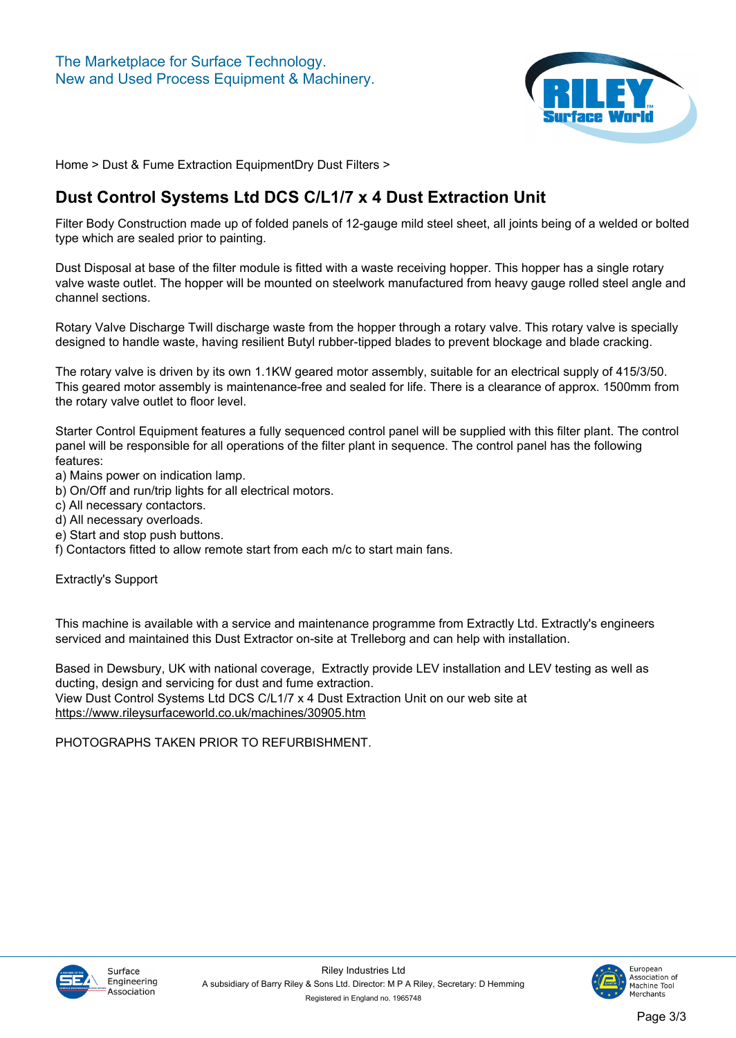The Marketplace for Surface Technology.
New and Used Process Equipment & Machinery.

Home > Dust & Fume Extraction EquipmentDry Dust Filters >

# Dust Control Systems Ltd DCS C/L1/7 x 4 Dust Extraction Unit

Filter Body Construction made up of folded panels of 12-gauge mild steel sheet, all joints being of a welded or bolted type which are sealed prior to painting.

Dust Disposal at base of the filter module is fitted with a waste receiving hopper. This hopper has a single rotary valve waste outlet. The hopper will be mounted on steelwork manufactured from heavy gauge rolled steel angle and channel sections.

Rotary Valve Discharge Twill discharge waste from the hopper through a rotary valve. This rotary valve is specially designed to handle waste, having resilient Butyl rubber-tipped blades to prevent blockage and blade cracking.

The rotary valve is driven by its own 1.1KW geared motor assembly, suitable for an electrical supply of 415/3/50. This geared motor assembly is maintenance-free and sealed for life. There is a clearance of approx. 1500mm from the rotary valve outlet to floor level.

Starter Control Equipment features a fully sequenced control panel will be supplied with this filter plant. The control panel will be responsible for all operations of the filter plant in sequence. The control panel has the following features:
a) Mains power on indication lamp.
b) On/Off and run/trip lights for all electrical motors.
c) All necessary contactors.
d) All necessary overloads.
e) Start and stop push buttons.
f) Contactors fitted to allow remote start from each m/c to start main fans.

Extractly's Support

This machine is available with a service and maintenance programme from Extractly Ltd. Extractly's engineers serviced and maintained this Dust Extractor on-site at Trelleborg and can help with installation.

Based in Dewsbury, UK with national coverage, Extractly provide LEV installation and LEV testing as well as ducting, design and servicing for dust and fume extraction.
View Dust Control Systems Ltd DCS C/L1/7 x 4 Dust Extraction Unit on our web site at https://www.rileysurfaceworld.co.uk/machines/30905.htm

PHOTOGRAPHS TAKEN PRIOR TO REFURBISHMENT.

Riley Industries Ltd
A subsidiary of Barry Riley & Sons Ltd. Director: M P A Riley, Secretary: D Hemming
Registered in England no. 1965748